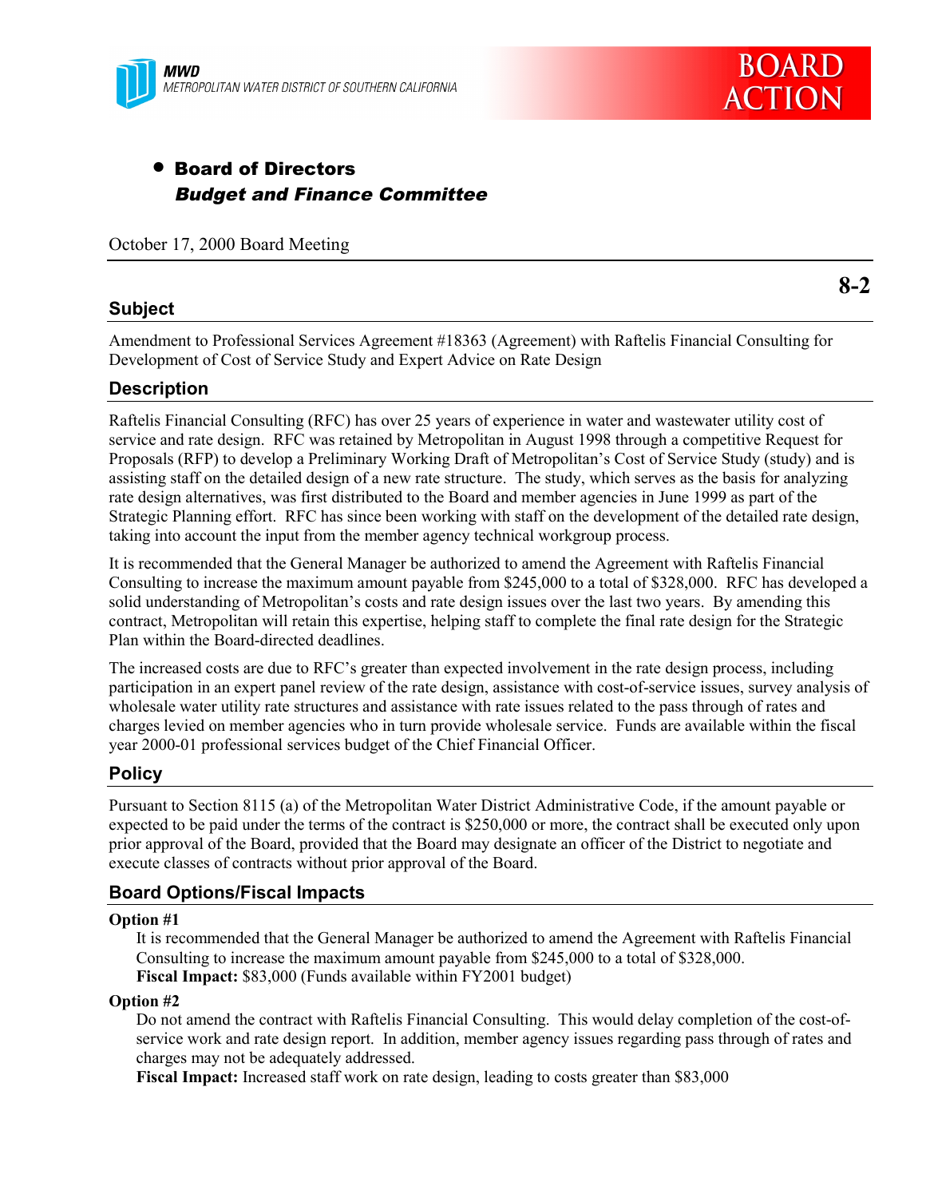MWD
METROPOLITAN WATER DISTRICT OF SOUTHERN CALIFORNIA

# BOARD ACTION

- **Board of Directors**
  ***Budget and Finance Committee***

October 17, 2000 Board Meeting

**8-2**

## Subject

Amendment to Professional Services Agreement #18363 (Agreement) with Raftelis Financial Consulting for Development of Cost of Service Study and Expert Advice on Rate Design

## Description

Raftelis Financial Consulting (RFC) has over 25 years of experience in water and wastewater utility cost of service and rate design. RFC was retained by Metropolitan in August 1998 through a competitive Request for Proposals (RFP) to develop a Preliminary Working Draft of Metropolitan's Cost of Service Study (study) and is assisting staff on the detailed design of a new rate structure. The study, which serves as the basis for analyzing rate design alternatives, was first distributed to the Board and member agencies in June 1999 as part of the Strategic Planning effort. RFC has since been working with staff on the development of the detailed rate design, taking into account the input from the member agency technical workgroup process.

It is recommended that the General Manager be authorized to amend the Agreement with Raftelis Financial Consulting to increase the maximum amount payable from $245,000 to a total of $328,000. RFC has developed a solid understanding of Metropolitan's costs and rate design issues over the last two years. By amending this contract, Metropolitan will retain this expertise, helping staff to complete the final rate design for the Strategic Plan within the Board-directed deadlines.

The increased costs are due to RFC's greater than expected involvement in the rate design process, including participation in an expert panel review of the rate design, assistance with cost-of-service issues, survey analysis of wholesale water utility rate structures and assistance with rate issues related to the pass through of rates and charges levied on member agencies who in turn provide wholesale service. Funds are available within the fiscal year 2000-01 professional services budget of the Chief Financial Officer.

## Policy

Pursuant to Section 8115 (a) of the Metropolitan Water District Administrative Code, if the amount payable or expected to be paid under the terms of the contract is $250,000 or more, the contract shall be executed only upon prior approval of the Board, provided that the Board may designate an officer of the District to negotiate and execute classes of contracts without prior approval of the Board.

## Board Options/Fiscal Impacts

**Option #1**

It is recommended that the General Manager be authorized to amend the Agreement with Raftelis Financial Consulting to increase the maximum amount payable from $245,000 to a total of $328,000.
**Fiscal Impact:** $83,000 (Funds available within FY2001 budget)

**Option #2**

Do not amend the contract with Raftelis Financial Consulting. This would delay completion of the cost-of-service work and rate design report. In addition, member agency issues regarding pass through of rates and charges may not be adequately addressed.
**Fiscal Impact:** Increased staff work on rate design, leading to costs greater than $83,000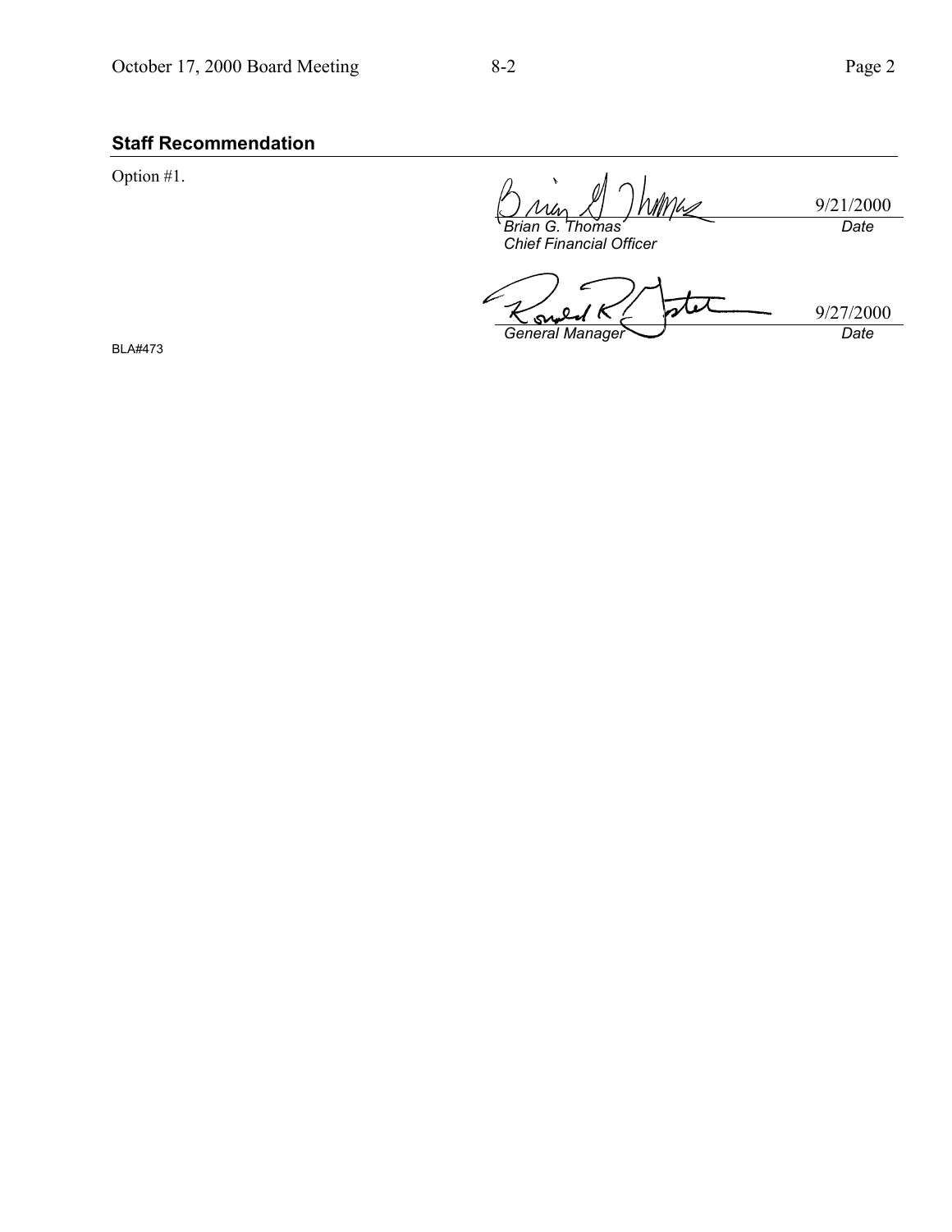## Staff Recommendation

Option #1.

Brian G. Thomas
Chief Financial Officer
9/21/2000
Date

General Manager
9/27/2000
Date

BLA#473